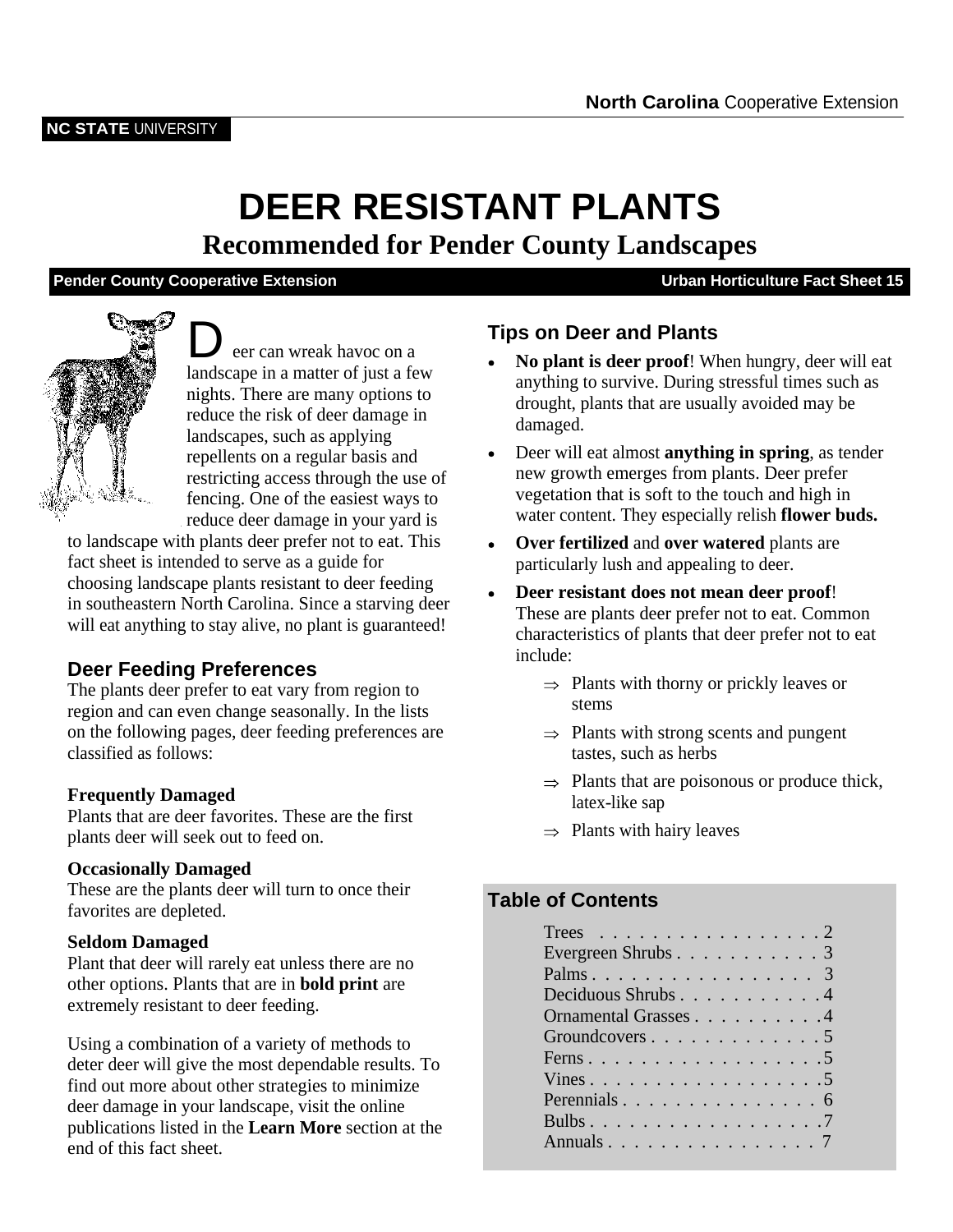North Carolina Cooperative Extension

NC STATE UNIVERSITY

# DEER RESISTANT PLANTS

## Recommended for Pender County Landscapes

**Pender County Cooperative Extension** — **Urban Horticulture Fact Sheet 15**

Deer can wreak havoc on a landscape in a matter of just a few nights. There are many options to reduce the risk of deer damage in landscapes, such as applying repellents on a regular basis and restricting access through the use of fencing. One of the easiest ways to reduce deer damage in your yard is to landscape with plants deer prefer not to eat. This fact sheet is intended to serve as a guide for choosing landscape plants resistant to deer feeding in southeastern North Carolina. Since a starving deer will eat anything to stay alive, no plant is guaranteed!

### Deer Feeding Preferences

The plants deer prefer to eat vary from region to region and can even change seasonally. In the lists on the following pages, deer feeding preferences are classified as follows:

**Frequently Damaged**
Plants that are deer favorites. These are the first plants deer will seek out to feed on.

**Occasionally Damaged**
These are the plants deer will turn to once their favorites are depleted.

**Seldom Damaged**
Plant that deer will rarely eat unless there are no other options. Plants that are in **bold print** are extremely resistant to deer feeding.

Using a combination of a variety of methods to deter deer will give the most dependable results. To find out more about other strategies to minimize deer damage in your landscape, visit the online publications listed in the **Learn More** section at the end of this fact sheet.

### Tips on Deer and Plants

- **No plant is deer proof**! When hungry, deer will eat anything to survive. During stressful times such as drought, plants that are usually avoided may be damaged.
- Deer will eat almost **anything in spring**, as tender new growth emerges from plants. Deer prefer vegetation that is soft to the touch and high in water content. They especially relish **flower buds.**
- **Over fertilized** and **over watered** plants are particularly lush and appealing to deer.
- **Deer resistant does not mean deer proof**! These are plants deer prefer not to eat. Common characteristics of plants that deer prefer not to eat include:
  - ⇒ Plants with thorny or prickly leaves or stems
  - ⇒ Plants with strong scents and pungent tastes, such as herbs
  - ⇒ Plants that are poisonous or produce thick, latex-like sap
  - ⇒ Plants with hairy leaves

### Table of Contents

| Section | Page |
|---|---|
| Trees | 2 |
| Evergreen Shrubs | 3 |
| Palms | 3 |
| Deciduous Shrubs | 4 |
| Ornamental Grasses | 4 |
| Groundcovers | 5 |
| Ferns | 5 |
| Vines | 5 |
| Perennials | 6 |
| Bulbs | 7 |
| Annuals | 7 |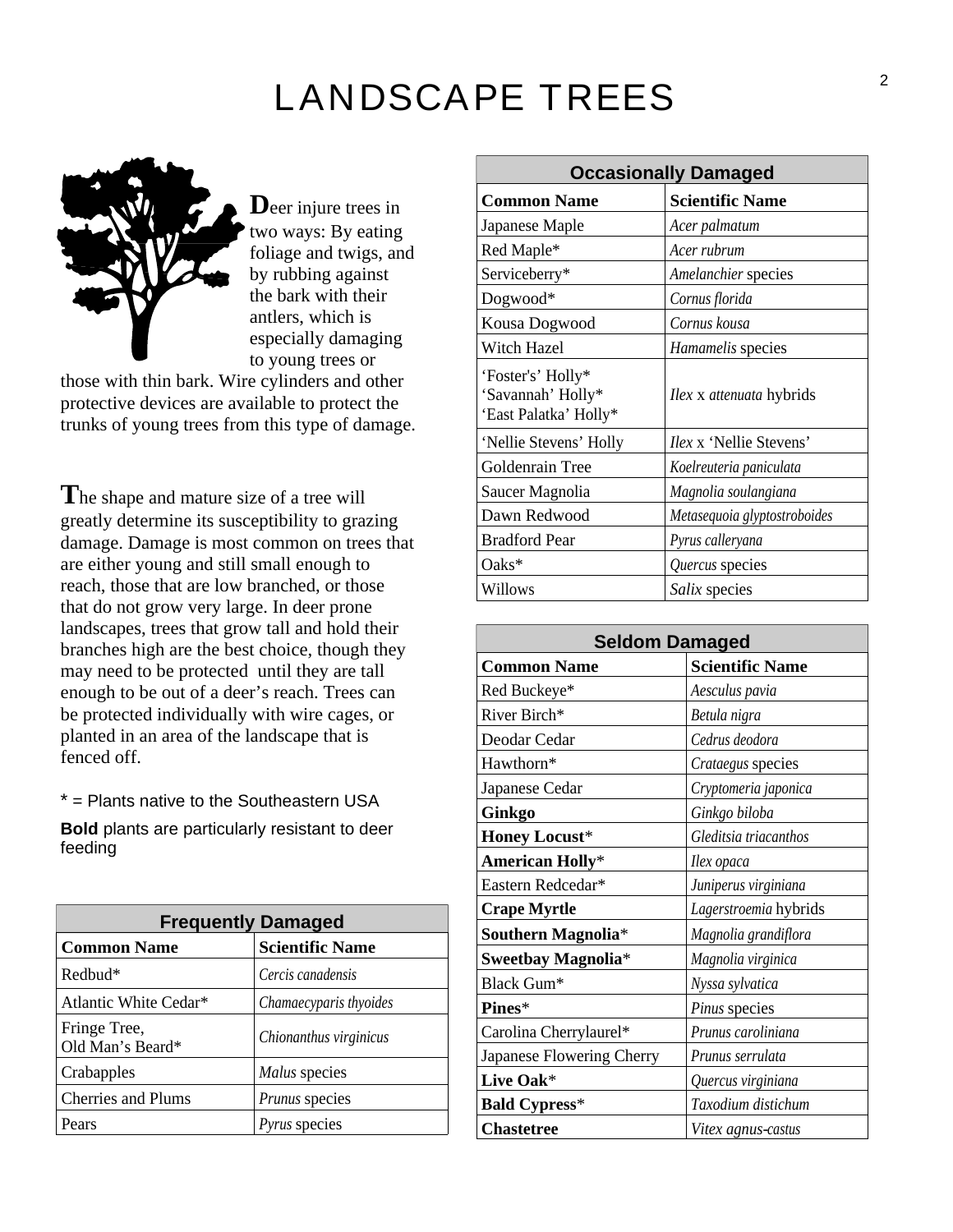# LANDSCAPE TREES

**D**eer injure trees in two ways: By eating foliage and twigs, and by rubbing against the bark with their antlers, which is especially damaging to young trees or those with thin bark. Wire cylinders and other protective devices are available to protect the trunks of young trees from this type of damage.

**T**he shape and mature size of a tree will greatly determine its susceptibility to grazing damage. Damage is most common on trees that are either young and still small enough to reach, those that are low branched, or those that do not grow very large. In deer prone landscapes, trees that grow tall and hold their branches high are the best choice, though they may need to be protected until they are tall enough to be out of a deer's reach. Trees can be protected individually with wire cages, or planted in an area of the landscape that is fenced off.

* = Plants native to the Southeastern USA

**Bold** plants are particularly resistant to deer feeding

| Frequently Damaged | |
|---|---|
| **Common Name** | **Scientific Name** |
| Redbud* | *Cercis canadensis* |
| Atlantic White Cedar* | *Chamaecyparis thyoides* |
| Fringe Tree, Old Man's Beard* | *Chionanthus virginicus* |
| Crabapples | *Malus* species |
| Cherries and Plums | *Prunus* species |
| Pears | *Pyrus* species |

| Occasionally Damaged | |
|---|---|
| **Common Name** | **Scientific Name** |
| Japanese Maple | *Acer palmatum* |
| Red Maple* | *Acer rubrum* |
| Serviceberry* | *Amelanchier* species |
| Dogwood* | *Cornus florida* |
| Kousa Dogwood | *Cornus kousa* |
| Witch Hazel | *Hamamelis* species |
| 'Foster's' Holly* 'Savannah' Holly* 'East Palatka' Holly* | *Ilex* x *attenuata* hybrids |
| 'Nellie Stevens' Holly | *Ilex* x 'Nellie Stevens' |
| Goldenrain Tree | *Koelreuteria paniculata* |
| Saucer Magnolia | *Magnolia soulangiana* |
| Dawn Redwood | *Metasequoia glyptostroboides* |
| Bradford Pear | *Pyrus calleryana* |
| Oaks* | *Quercus* species |
| Willows | *Salix* species |

| Seldom Damaged | |
|---|---|
| **Common Name** | **Scientific Name** |
| Red Buckeye* | *Aesculus pavia* |
| River Birch* | *Betula nigra* |
| Deodar Cedar | *Cedrus deodora* |
| Hawthorn* | *Crataegus* species |
| Japanese Cedar | *Cryptomeria japonica* |
| **Ginkgo** | *Ginkgo biloba* |
| **Honey Locust*** | *Gleditsia triacanthos* |
| **American Holly*** | *Ilex opaca* |
| Eastern Redcedar* | *Juniperus virginiana* |
| **Crape Myrtle** | *Lagerstroemia* hybrids |
| **Southern Magnolia*** | *Magnolia grandiflora* |
| **Sweetbay Magnolia*** | *Magnolia virginica* |
| Black Gum* | *Nyssa sylvatica* |
| **Pines*** | *Pinus* species |
| Carolina Cherrylaurel* | *Prunus caroliniana* |
| Japanese Flowering Cherry | *Prunus serrulata* |
| **Live Oak*** | *Quercus virginiana* |
| **Bald Cypress*** | *Taxodium distichum* |
| **Chastetree** | *Vitex agnus-castus* |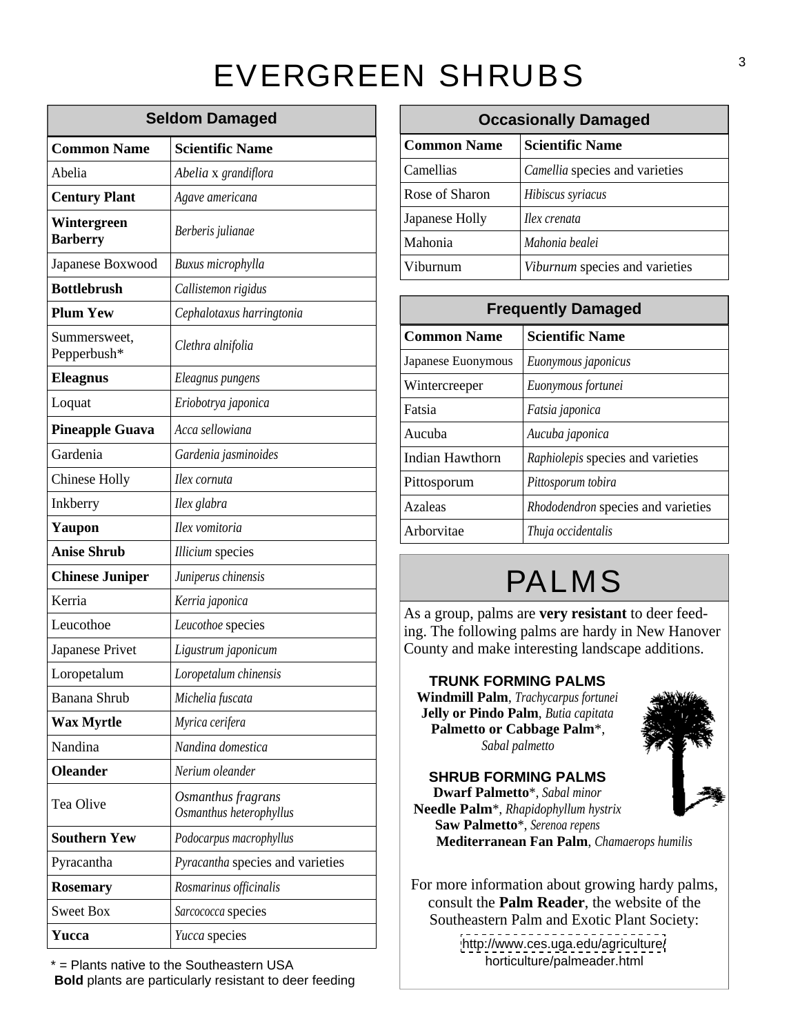# EVERGREEN SHRUBS

## Seldom Damaged

| Common Name | Scientific Name |
|---|---|
| Abelia | *Abelia* x *grandiflora* |
| **Century Plant** | *Agave americana* |
| **Wintergreen Barberry** | *Berberis julianae* |
| Japanese Boxwood | *Buxus microphylla* |
| **Bottlebrush** | *Callistemon rigidus* |
| **Plum Yew** | *Cephalotaxus harringtonia* |
| Summersweet, Pepperbush* | *Clethra alnifolia* |
| **Eleagnus** | *Eleagnus pungens* |
| Loquat | *Eriobotrya japonica* |
| **Pineapple Guava** | *Acca sellowiana* |
| Gardenia | *Gardenia jasminoides* |
| Chinese Holly | *Ilex cornuta* |
| Inkberry | *Ilex glabra* |
| **Yaupon** | *Ilex vomitoria* |
| **Anise Shrub** | *Illicium* species |
| **Chinese Juniper** | *Juniperus chinensis* |
| Kerria | *Kerria japonica* |
| Leucothoe | *Leucothoe* species |
| Japanese Privet | *Ligustrum japonicum* |
| Loropetalum | *Loropetalum chinensis* |
| Banana Shrub | *Michelia fuscata* |
| **Wax Myrtle** | *Myrica cerifera* |
| Nandina | *Nandina domestica* |
| **Oleander** | *Nerium oleander* |
| Tea Olive | *Osmanthus fragrans* *Osmanthus heterophyllus* |
| **Southern Yew** | *Podocarpus macrophyllus* |
| Pyracantha | *Pyracantha* species and varieties |
| **Rosemary** | *Rosmarinus officinalis* |
| Sweet Box | *Sarcococca* species |
| **Yucca** | *Yucca* species |

* = Plants native to the Southeastern USA
**Bold** plants are particularly resistant to deer feeding

## Occasionally Damaged

| Common Name | Scientific Name |
|---|---|
| Camellias | *Camellia* species and varieties |
| Rose of Sharon | *Hibiscus syriacus* |
| Japanese Holly | *Ilex crenata* |
| Mahonia | *Mahonia bealei* |
| Viburnum | *Viburnum* species and varieties |

## Frequently Damaged

| Common Name | Scientific Name |
|---|---|
| Japanese Euonymous | *Euonymous japonicus* |
| Wintercreeper | *Euonymous fortunei* |
| Fatsia | *Fatsia japonica* |
| Aucuba | *Aucuba japonica* |
| Indian Hawthorn | *Raphiolepis* species and varieties |
| Pittosporum | *Pittosporum tobira* |
| Azaleas | *Rhododendron* species and varieties |
| Arborvitae | *Thuja occidentalis* |

# PALMS

As a group, palms are **very resistant** to deer feeding. The following palms are hardy in New Hanover County and make interesting landscape additions.

### TRUNK FORMING PALMS

**Windmill Palm**, *Trachycarpus fortunei*
**Jelly or Pindo Palm**, *Butia capitata*
**Palmetto or Cabbage Palm***, *Sabal palmetto*

### SHRUB FORMING PALMS

**Dwarf Palmetto***, *Sabal minor*
**Needle Palm***, *Rhapidophyllum hystrix*
**Saw Palmetto***, *Serenoa repens*
**Mediterranean Fan Palm**, *Chamaerops humilis*

For more information about growing hardy palms, consult the **Palm Reader**, the website of the Southeastern Palm and Exotic Plant Society:

http://www.ces.uga.edu/agriculture/horticulture/palmeader.html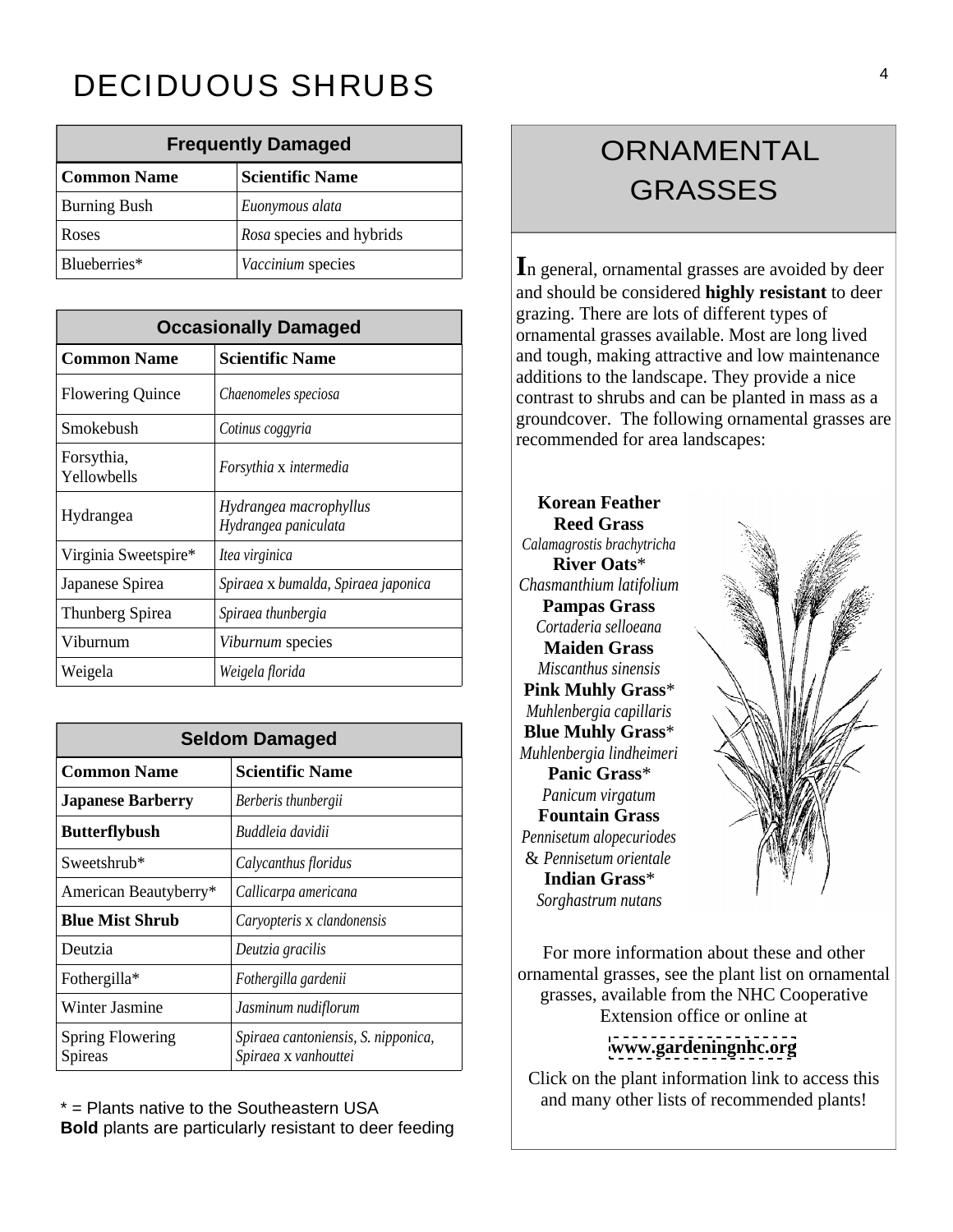# DECIDUOUS SHRUBS

| Frequently Damaged | |
|---|---|
| **Common Name** | **Scientific Name** |
| Burning Bush | *Euonymous alata* |
| Roses | *Rosa* species and hybrids |
| Blueberries* | *Vaccinium* species |

| Occasionally Damaged | |
|---|---|
| **Common Name** | **Scientific Name** |
| Flowering Quince | *Chaenomeles speciosa* |
| Smokebush | *Cotinus coggyria* |
| Forsythia, Yellowbells | *Forsythia* x *intermedia* |
| Hydrangea | *Hydrangea macrophyllus* *Hydrangea paniculata* |
| Virginia Sweetspire* | *Itea virginica* |
| Japanese Spirea | *Spiraea* x *bumalda, Spiraea japonica* |
| Thunberg Spirea | *Spiraea thunbergia* |
| Viburnum | *Viburnum* species |
| Weigela | *Weigela florida* |

| Seldom Damaged | |
|---|---|
| **Common Name** | **Scientific Name** |
| **Japanese Barberry** | *Berberis thunbergii* |
| **Butterflybush** | *Buddleia davidii* |
| Sweetshrub* | *Calycanthus floridus* |
| American Beautyberry* | *Callicarpa americana* |
| **Blue Mist Shrub** | *Caryopteris* x *clandonensis* |
| Deutzia | *Deutzia gracilis* |
| Fothergilla* | *Fothergilla gardenii* |
| Winter Jasmine | *Jasminum nudiflorum* |
| Spring Flowering Spireas | *Spiraea cantoniensis, S. nipponica, Spiraea* x *vanhouttei* |

\* = Plants native to the Southeastern USA
**Bold** plants are particularly resistant to deer feeding

## ORNAMENTAL GRASSES

In general, ornamental grasses are avoided by deer and should be considered **highly resistant** to deer grazing. There are lots of different types of ornamental grasses available. Most are long lived and tough, making attractive and low maintenance additions to the landscape. They provide a nice contrast to shrubs and can be planted in mass as a groundcover. The following ornamental grasses are recommended for area landscapes:

**Korean Feather Reed Grass**
*Calamagrostis brachytricha*
**River Oats***
*Chasmanthium latifolium*
**Pampas Grass**
*Cortaderia selloeana*
**Maiden Grass**
*Miscanthus sinensis*
**Pink Muhly Grass***
*Muhlenbergia capillaris*
**Blue Muhly Grass***
*Muhlenbergia lindheimeri*
**Panic Grass***
*Panicum virgatum*
**Fountain Grass**
*Pennisetum alopecuriodes* & *Pennisetum orientale*
**Indian Grass***
*Sorghastrum nutans*

For more information about these and other ornamental grasses, see the plant list on ornamental grasses, available from the NHC Cooperative Extension office or online at

**www.gardeningnhc.org**

Click on the plant information link to access this and many other lists of recommended plants!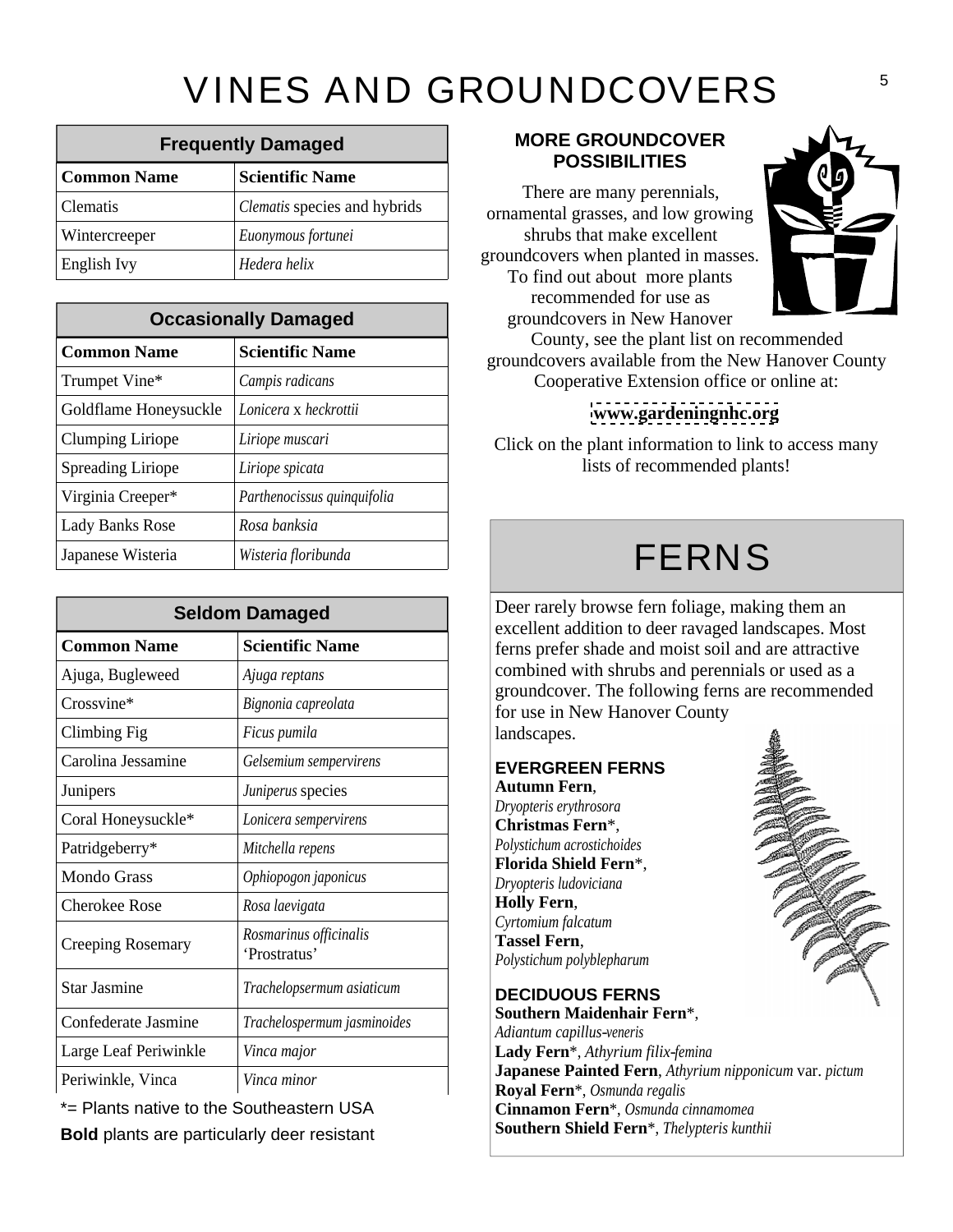# VINES AND GROUNDCOVERS

| Frequently Damaged | |
|---|---|
| **Common Name** | **Scientific Name** |
| Clematis | *Clematis* species and hybrids |
| Wintercreeper | *Euonymous fortunei* |
| English Ivy | *Hedera helix* |

| Occasionally Damaged | |
|---|---|
| **Common Name** | **Scientific Name** |
| Trumpet Vine* | *Campis radicans* |
| Goldflame Honeysuckle | *Lonicera* x *heckrottii* |
| Clumping Liriope | *Liriope muscari* |
| Spreading Liriope | *Liriope spicata* |
| Virginia Creeper* | *Parthenocissus quinquifolia* |
| Lady Banks Rose | *Rosa banksia* |
| Japanese Wisteria | *Wisteria floribunda* |

| Seldom Damaged | |
|---|---|
| **Common Name** | **Scientific Name** |
| Ajuga, Bugleweed | *Ajuga reptans* |
| Crossvine* | *Bignonia capreolata* |
| Climbing Fig | *Ficus pumila* |
| Carolina Jessamine | *Gelsemium sempervirens* |
| Junipers | *Juniperus* species |
| Coral Honeysuckle* | *Lonicera sempervirens* |
| Patridgeberry* | *Mitchella repens* |
| Mondo Grass | *Ophiopogon japonicus* |
| Cherokee Rose | *Rosa laevigata* |
| Creeping Rosemary | *Rosmarinus officinalis* 'Prostratus' |
| Star Jasmine | *Trachelopsermum asiaticum* |
| Confederate Jasmine | *Trachelospermum jasminoides* |
| Large Leaf Periwinkle | *Vinca major* |
| Periwinkle, Vinca | *Vinca minor* |

*= Plants native to the Southeastern USA

**Bold** plants are particularly deer resistant

### MORE GROUNDCOVER POSSIBILITIES

There are many perennials, ornamental grasses, and low growing shrubs that make excellent groundcovers when planted in masses. To find out about more plants recommended for use as groundcovers in New Hanover County, see the plant list on recommended groundcovers available from the New Hanover County Cooperative Extension office or online at:

**www.gardeningnhc.org**

Click on the plant information to link to access many lists of recommended plants!

# FERNS

Deer rarely browse fern foliage, making them an excellent addition to deer ravaged landscapes. Most ferns prefer shade and moist soil and are attractive combined with shrubs and perennials or used as a groundcover. The following ferns are recommended for use in New Hanover County landscapes.

### EVERGREEN FERNS

**Autumn Fern**, *Dryopteris erythrosora*
**Christmas Fern***, *Polystichum acrostichoides*
**Florida Shield Fern***, *Dryopteris ludoviciana*
**Holly Fern**, *Cyrtomium falcatum*
**Tassel Fern**, *Polystichum polyblepharum*

### DECIDUOUS FERNS

**Southern Maidenhair Fern***, *Adiantum capillus-veneris*
**Lady Fern***, *Athyrium filix-femina*
**Japanese Painted Fern**, *Athyrium nipponicum* var. *pictum*
**Royal Fern***, *Osmunda regalis*
**Cinnamon Fern***, *Osmunda cinnamomea*
**Southern Shield Fern***, *Thelypteris kunthii*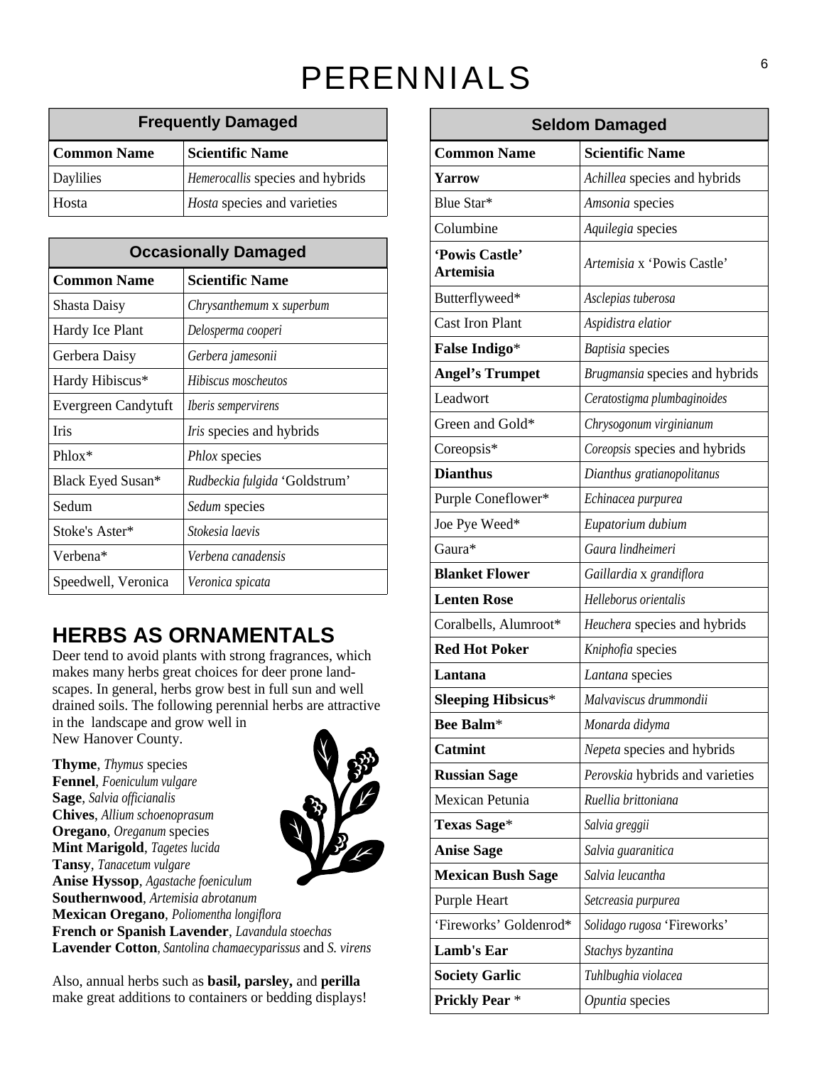# PERENNIALS

| Frequently Damaged | |
|---|---|
| **Common Name** | **Scientific Name** |
| Daylilies | *Hemerocallis* species and hybrids |
| Hosta | *Hosta* species and varieties |

| Occasionally Damaged | |
|---|---|
| **Common Name** | **Scientific Name** |
| Shasta Daisy | *Chrysanthemum* x *superbum* |
| Hardy Ice Plant | *Delosperma cooperi* |
| Gerbera Daisy | *Gerbera jamesonii* |
| Hardy Hibiscus* | *Hibiscus moscheutos* |
| Evergreen Candytuft | *Iberis sempervirens* |
| Iris | *Iris* species and hybrids |
| Phlox* | *Phlox* species |
| Black Eyed Susan* | *Rudbeckia fulgida* 'Goldstrum' |
| Sedum | *Sedum* species |
| Stoke's Aster* | *Stokesia laevis* |
| Verbena* | *Verbena canadensis* |
| Speedwell, Veronica | *Veronica spicata* |

## HERBS AS ORNAMENTALS

Deer tend to avoid plants with strong fragrances, which makes many herbs great choices for deer prone landscapes. In general, herbs grow best in full sun and well drained soils. The following perennial herbs are attractive in the landscape and grow well in New Hanover County.

**Thyme**, *Thymus* species
**Fennel**, *Foeniculum vulgare*
**Sage**, *Salvia officianalis*
**Chives**, *Allium schoenoprasum*
**Oregano**, *Oreganum* species
**Mint Marigold**, *Tagetes lucida*
**Tansy**, *Tanacetum vulgare*
**Anise Hyssop**, *Agastache foeniculum*
**Southernwood**, *Artemisia abrotanum*
**Mexican Oregano**, *Poliomentha longiflora*
**French or Spanish Lavender**, *Lavandula stoechas*
**Lavender Cotton**, *Santolina chamaecyparissus* and *S. virens*

Also, annual herbs such as **basil, parsley,** and **perilla** make great additions to containers or bedding displays!

| Seldom Damaged | |
|---|---|
| **Common Name** | **Scientific Name** |
| **Yarrow** | *Achillea* species and hybrids |
| Blue Star* | *Amsonia* species |
| Columbine | *Aquilegia* species |
| **'Powis Castle' Artemisia** | *Artemisia* x 'Powis Castle' |
| Butterflyweed* | *Asclepias tuberosa* |
| Cast Iron Plant | *Aspidistra elatior* |
| **False Indigo*** | *Baptisia* species |
| **Angel's Trumpet** | *Brugmansia* species and hybrids |
| Leadwort | *Ceratostigma plumbaginoides* |
| Green and Gold* | *Chrysogonum virginianum* |
| Coreopsis* | *Coreopsis* species and hybrids |
| **Dianthus** | *Dianthus gratianopolitanus* |
| Purple Coneflower* | *Echinacea purpurea* |
| Joe Pye Weed* | *Eupatorium dubium* |
| Gaura* | *Gaura lindheimeri* |
| **Blanket Flower** | *Gaillardia* x *grandiflora* |
| **Lenten Rose** | *Helleborus orientalis* |
| Coralbells, Alumroot* | *Heuchera* species and hybrids |
| **Red Hot Poker** | *Kniphofia* species |
| **Lantana** | *Lantana* species |
| **Sleeping Hibiscus*** | *Malvaviscus drummondii* |
| **Bee Balm*** | *Monarda didyma* |
| **Catmint** | *Nepeta* species and hybrids |
| **Russian Sage** | *Perovskia* hybrids and varieties |
| Mexican Petunia | *Ruellia brittoniana* |
| **Texas Sage*** | *Salvia greggii* |
| **Anise Sage** | *Salvia guaranitica* |
| **Mexican Bush Sage** | *Salvia leucantha* |
| Purple Heart | *Setcreasia purpurea* |
| 'Fireworks' Goldenrod* | *Solidago rugosa* 'Fireworks' |
| **Lamb's Ear** | *Stachys byzantina* |
| **Society Garlic** | *Tuhlbughia violacea* |
| **Prickly Pear** * | *Opuntia* species |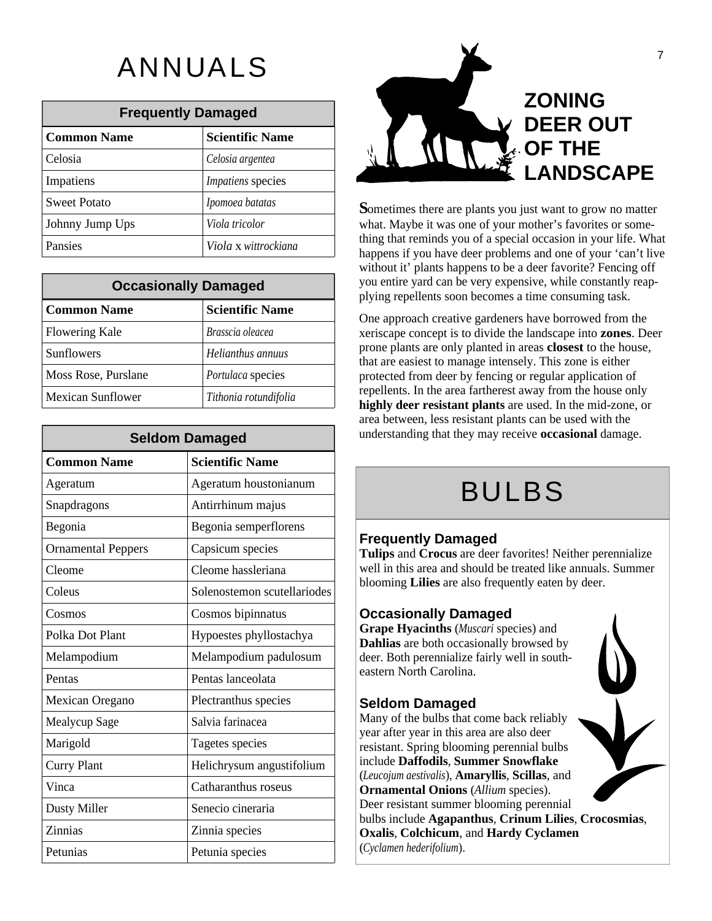# ANNUALS

| Frequently Damaged | |
|---|---|
| **Common Name** | **Scientific Name** |
| Celosia | *Celosia argentea* |
| Impatiens | *Impatiens* species |
| Sweet Potato | *Ipomoea batatas* |
| Johnny Jump Ups | *Viola tricolor* |
| Pansies | *Viola* x *wittrockiana* |

| Occasionally Damaged | |
|---|---|
| **Common Name** | **Scientific Name** |
| Flowering Kale | *Brasscia oleacea* |
| Sunflowers | *Helianthus annuus* |
| Moss Rose, Purslane | *Portulaca* species |
| Mexican Sunflower | *Tithonia rotundifolia* |

| Seldom Damaged | |
|---|---|
| **Common Name** | **Scientific Name** |
| Ageratum | Ageratum houstonianum |
| Snapdragons | Antirrhinum majus |
| Begonia | Begonia semperflorens |
| Ornamental Peppers | Capsicum species |
| Cleome | Cleome hassleriana |
| Coleus | Solenostemon scutellariodes |
| Cosmos | Cosmos bipinnatus |
| Polka Dot Plant | Hypoestes phyllostachya |
| Melampodium | Melampodium padulosum |
| Pentas | Pentas lanceolata |
| Mexican Oregano | Plectranthus species |
| Mealycup Sage | Salvia farinacea |
| Marigold | Tagetes species |
| Curry Plant | Helichrysum angustifolium |
| Vinca | Catharanthus roseus |
| Dusty Miller | Senecio cineraria |
| Zinnias | Zinnia species |
| Petunias | Petunia species |

## ZONING DEER OUT OF THE LANDSCAPE

Sometimes there are plants you just want to grow no matter what. Maybe it was one of your mother's favorites or something that reminds you of a special occasion in your life. What happens if you have deer problems and one of your 'can't live without it' plants happens to be a deer favorite? Fencing off you entire yard can be very expensive, while constantly reapplying repellents soon becomes a time consuming task.

One approach creative gardeners have borrowed from the xeriscape concept is to divide the landscape into **zones**. Deer prone plants are only planted in areas **closest** to the house, that are easiest to manage intensely. This zone is either protected from deer by fencing or regular application of repellents. In the area fartherest away from the house only **highly deer resistant plants** are used. In the mid-zone, or area between, less resistant plants can be used with the understanding that they may receive **occasional** damage.

# BULBS

### Frequently Damaged

**Tulips** and **Crocus** are deer favorites! Neither perennialize well in this area and should be treated like annuals. Summer blooming **Lilies** are also frequently eaten by deer.

### Occasionally Damaged

**Grape Hyacinths** (*Muscari* species) and **Dahlias** are both occasionally browsed by deer. Both perennialize fairly well in southeastern North Carolina.

### Seldom Damaged

Many of the bulbs that come back reliably year after year in this area are also deer resistant. Spring blooming perennial bulbs include **Daffodils**, **Summer Snowflake** (*Leucojum aestivalis*), **Amaryllis**, **Scillas**, and **Ornamental Onions** (*Allium* species). Deer resistant summer blooming perennial bulbs include **Agapanthus**, **Crinum Lilies**, **Crocosmias**, **Oxalis**, **Colchicum**, and **Hardy Cyclamen** (*Cyclamen hederifolium*).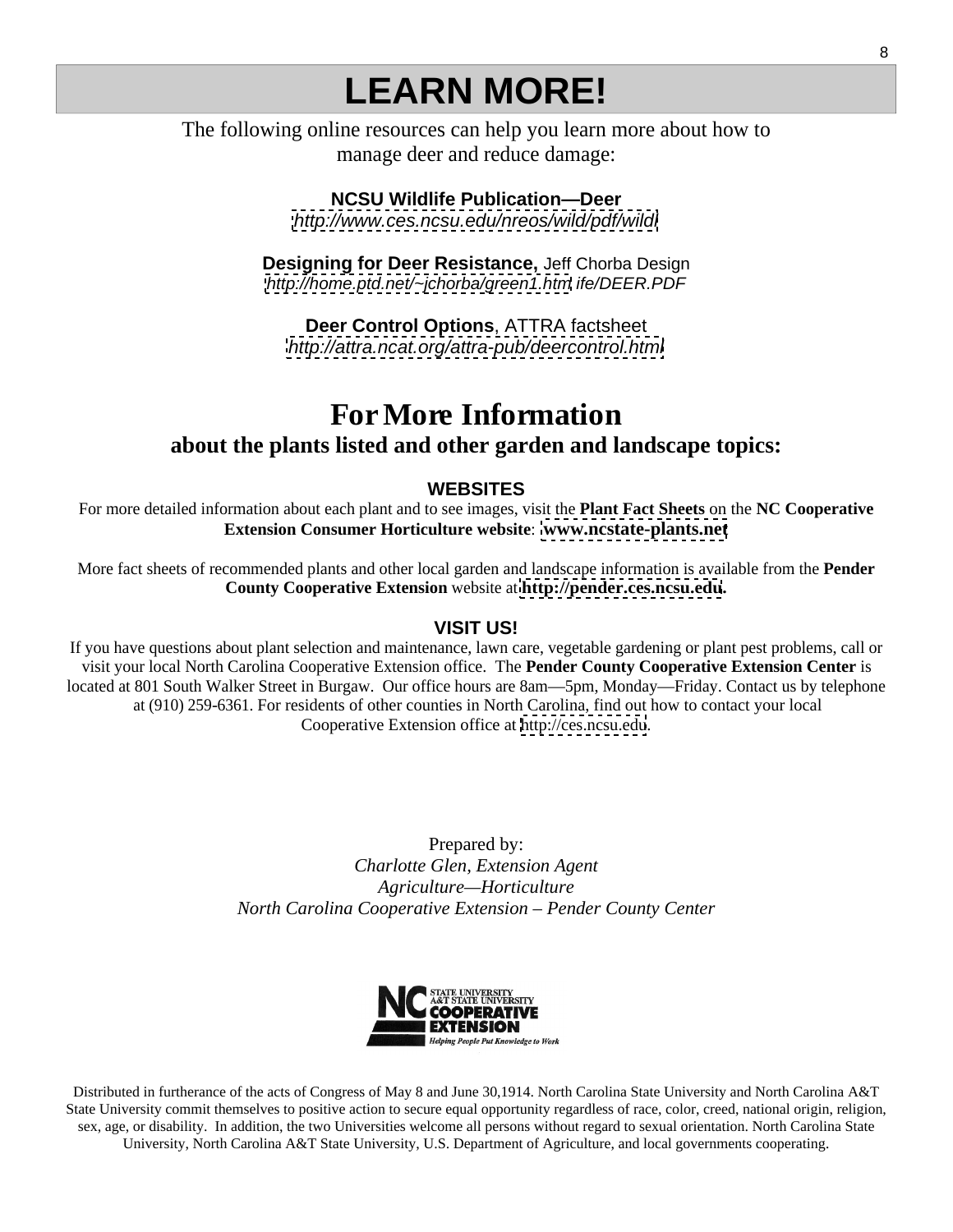# LEARN MORE!

The following online resources can help you learn more about how to manage deer and reduce damage:

**NCSU Wildlife Publication—Deer**
*http://www.ces.ncsu.edu/nreos/wild/pdf/wildl*

**Designing for Deer Resistance,** Jeff Chorba Design
*http://home.ptd.net/~jchorba/green1.htm ife/DEER.PDF*

**Deer Control Options**, ATTRA factsheet
*http://attra.ncat.org/attra-pub/deercontrol.html*

## For More Information

### about the plants listed and other garden and landscape topics:

**WEBSITES**

For more detailed information about each plant and to see images, visit the **Plant Fact Sheets** on the **NC Cooperative Extension Consumer Horticulture website**: **www.ncstate-plants.net**

More fact sheets of recommended plants and other local garden and landscape information is available from the **Pender County Cooperative Extension** website at **http://pender.ces.ncsu.edu.**

**VISIT US!**

If you have questions about plant selection and maintenance, lawn care, vegetable gardening or plant pest problems, call or visit your local North Carolina Cooperative Extension office. The **Pender County Cooperative Extension Center** is located at 801 South Walker Street in Burgaw. Our office hours are 8am—5pm, Monday—Friday. Contact us by telephone at (910) 259-6361. For residents of other counties in North Carolina, find out how to contact your local Cooperative Extension office at http://ces.ncsu.edu.

Prepared by:
*Charlotte Glen, Extension Agent*
*Agriculture—Horticulture*
*North Carolina Cooperative Extension – Pender County Center*

NC STATE UNIVERSITY
A&T STATE UNIVERSITY
COOPERATIVE EXTENSION
*Helping People Put Knowledge to Work*

Distributed in furtherance of the acts of Congress of May 8 and June 30,1914. North Carolina State University and North Carolina A&T State University commit themselves to positive action to secure equal opportunity regardless of race, color, creed, national origin, religion, sex, age, or disability. In addition, the two Universities welcome all persons without regard to sexual orientation. North Carolina State University, North Carolina A&T State University, U.S. Department of Agriculture, and local governments cooperating.